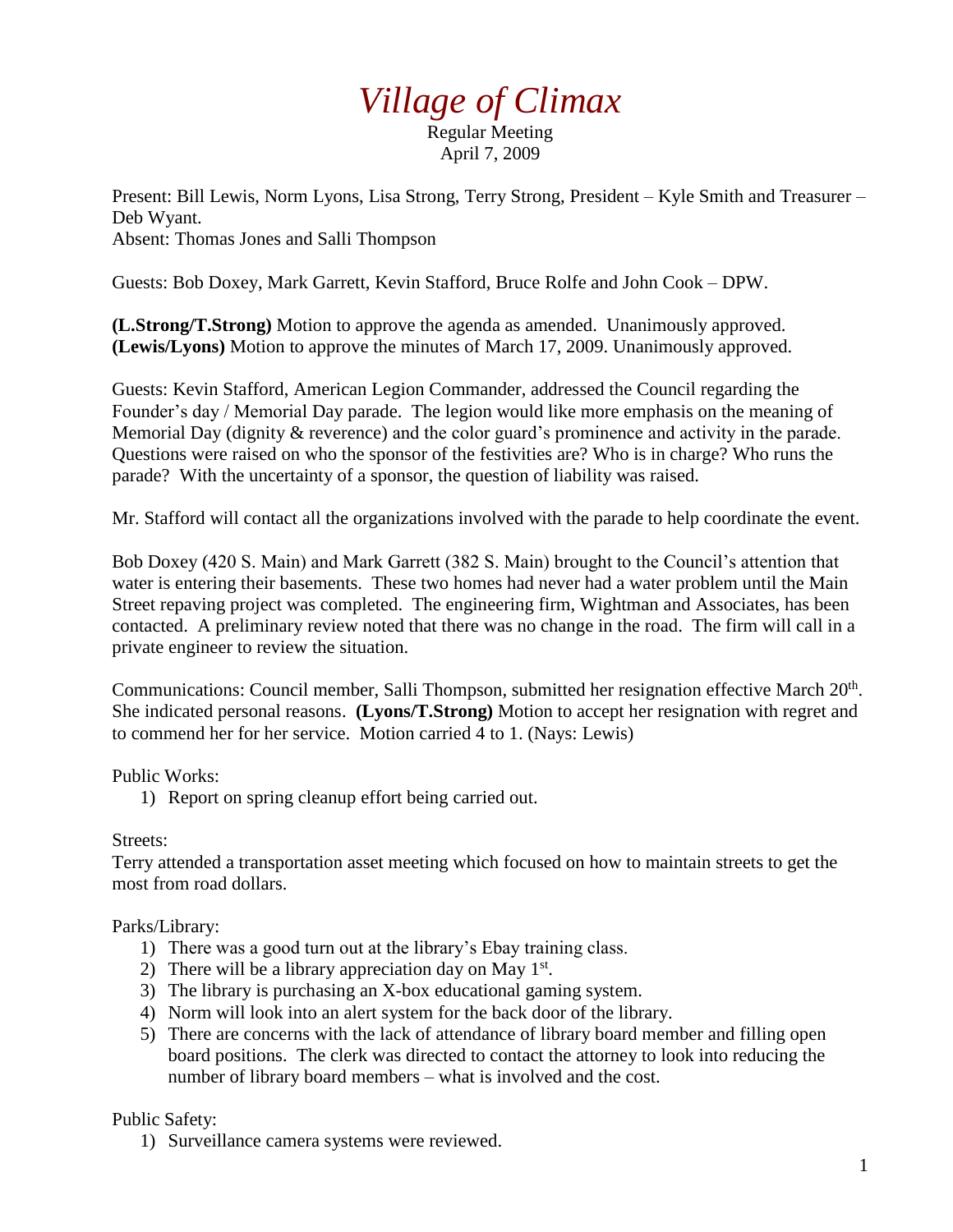# *Village of Climax*

Regular Meeting
April 7, 2009

Present: Bill Lewis, Norm Lyons, Lisa Strong, Terry Strong, President – Kyle Smith and Treasurer – Deb Wyant.
Absent: Thomas Jones and Salli Thompson

Guests: Bob Doxey, Mark Garrett, Kevin Stafford, Bruce Rolfe and John Cook – DPW.

**(L.Strong/T.Strong)** Motion to approve the agenda as amended. Unanimously approved.
**(Lewis/Lyons)** Motion to approve the minutes of March 17, 2009. Unanimously approved.

Guests: Kevin Stafford, American Legion Commander, addressed the Council regarding the Founder's day / Memorial Day parade. The legion would like more emphasis on the meaning of Memorial Day (dignity & reverence) and the color guard's prominence and activity in the parade. Questions were raised on who the sponsor of the festivities are? Who is in charge? Who runs the parade? With the uncertainty of a sponsor, the question of liability was raised.

Mr. Stafford will contact all the organizations involved with the parade to help coordinate the event.

Bob Doxey (420 S. Main) and Mark Garrett (382 S. Main) brought to the Council's attention that water is entering their basements. These two homes had never had a water problem until the Main Street repaving project was completed. The engineering firm, Wightman and Associates, has been contacted. A preliminary review noted that there was no change in the road. The firm will call in a private engineer to review the situation.

Communications: Council member, Salli Thompson, submitted her resignation effective March 20th. She indicated personal reasons. **(Lyons/T.Strong)** Motion to accept her resignation with regret and to commend her for her service. Motion carried 4 to 1. (Nays: Lewis)

Public Works:

1) Report on spring cleanup effort being carried out.

Streets:
Terry attended a transportation asset meeting which focused on how to maintain streets to get the most from road dollars.

Parks/Library:

1) There was a good turn out at the library's Ebay training class.
2) There will be a library appreciation day on May 1st.
3) The library is purchasing an X-box educational gaming system.
4) Norm will look into an alert system for the back door of the library.
5) There are concerns with the lack of attendance of library board member and filling open board positions. The clerk was directed to contact the attorney to look into reducing the number of library board members – what is involved and the cost.

Public Safety:

1) Surveillance camera systems were reviewed.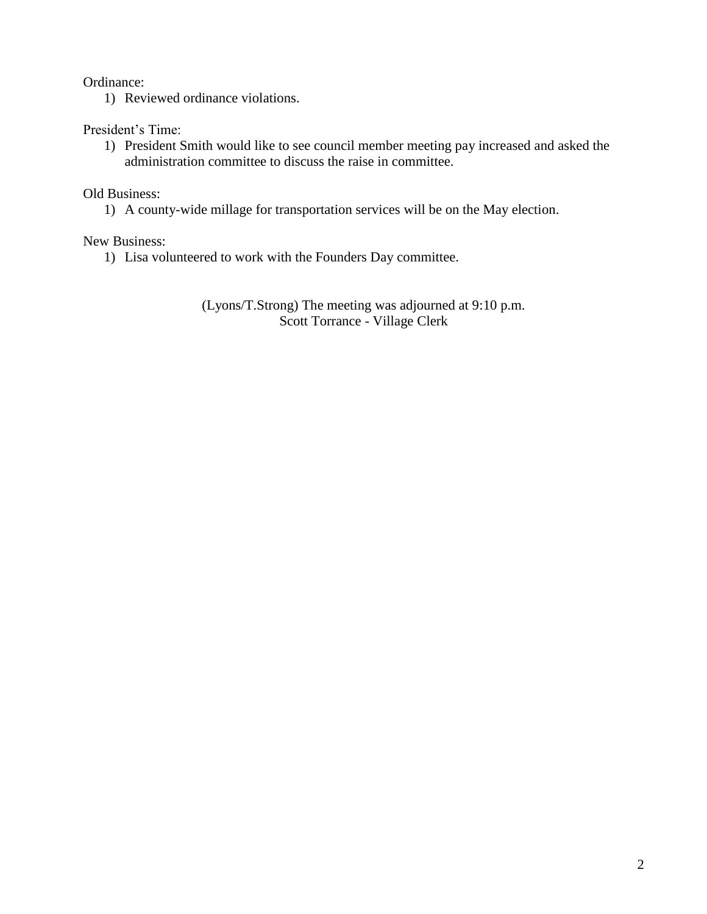Ordinance:

1) Reviewed ordinance violations.

President's Time:

1) President Smith would like to see council member meeting pay increased and asked the administration committee to discuss the raise in committee.

Old Business:

1) A county-wide millage for transportation services will be on the May election.

New Business:

1) Lisa volunteered to work with the Founders Day committee.

(Lyons/T.Strong) The meeting was adjourned at 9:10 p.m.
Scott Torrance - Village Clerk